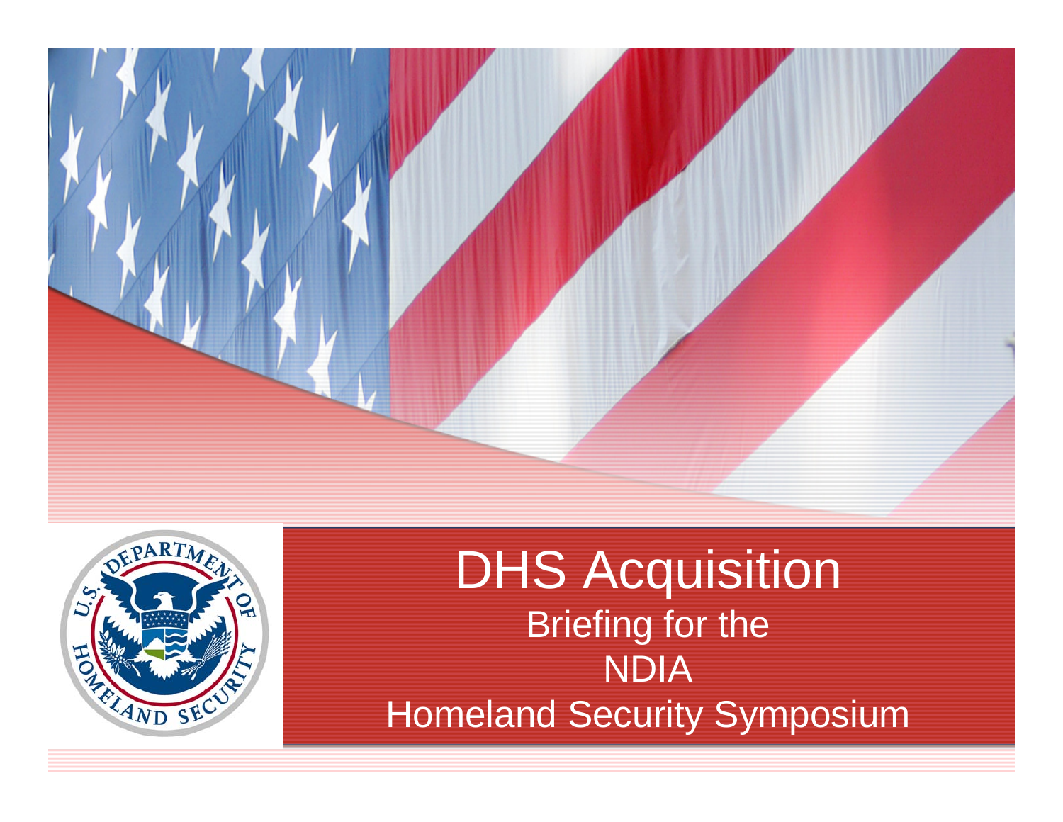# DHS Acquisition

Briefing for the
NDIA
Homeland Security Symposium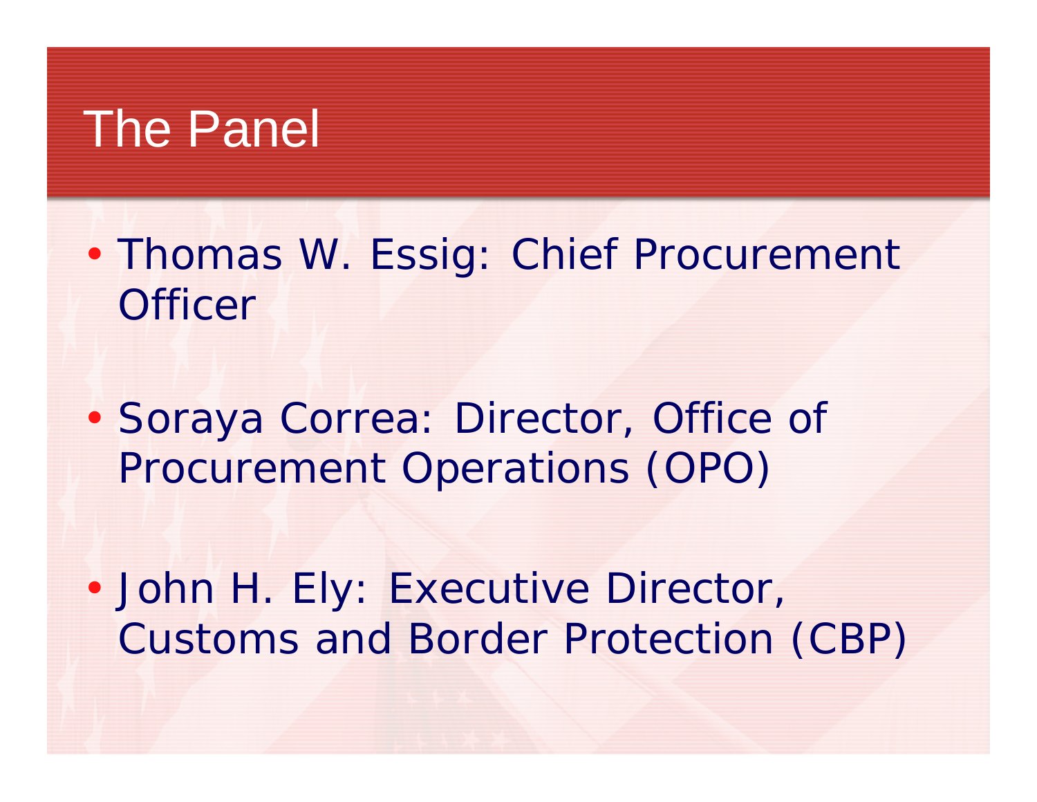# The Panel

- Thomas W. Essig: Chief Procurement Officer
- Soraya Correa: Director, Office of Procurement Operations (OPO)
- John H. Ely: Executive Director, Customs and Border Protection (CBP)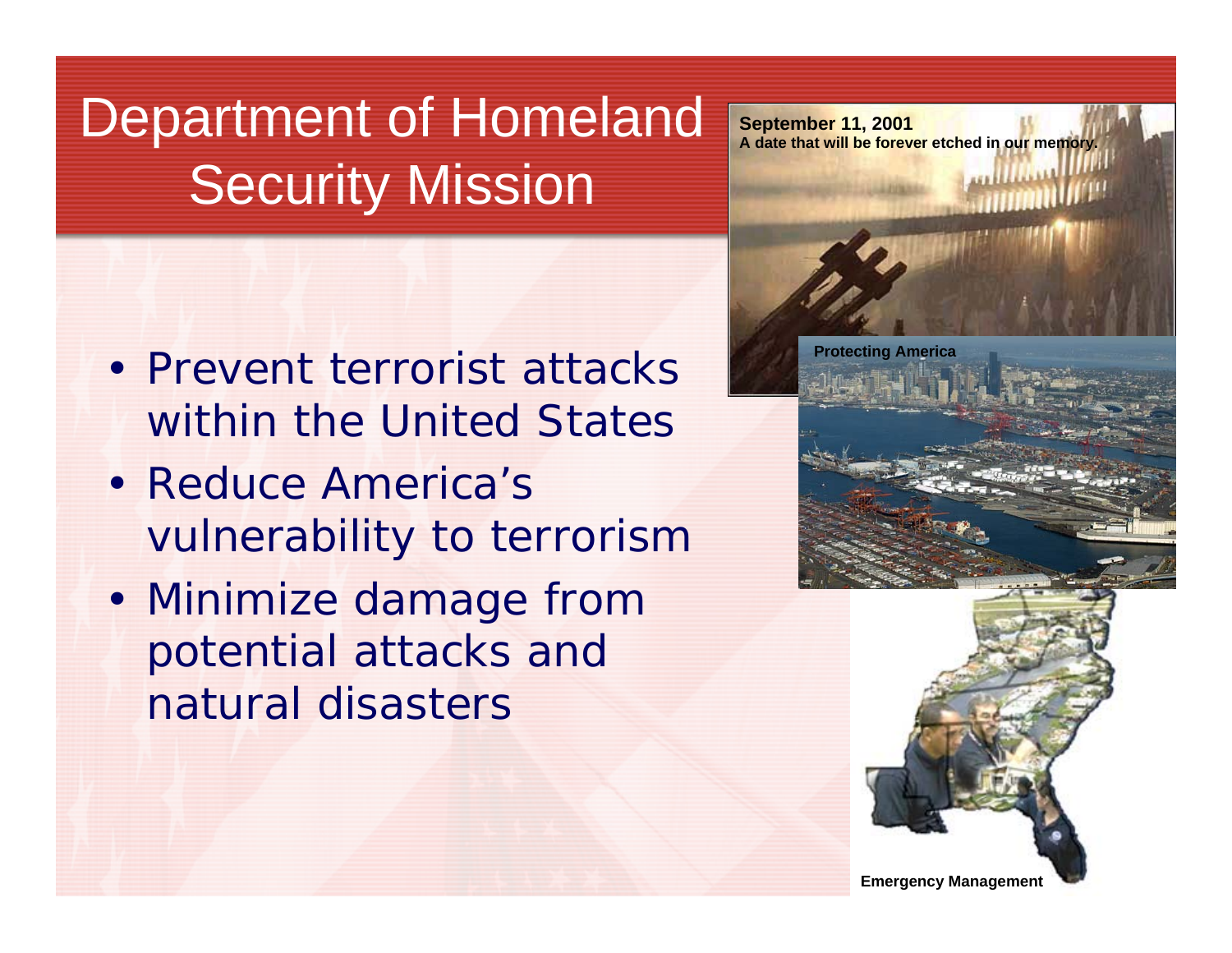# Department of Homeland Security Mission

- Prevent terrorist attacks within the United States
- Reduce America's vulnerability to terrorism
- Minimize damage from potential attacks and natural disasters

**September 11, 2001**
**A date that will be forever etched in our memory.**

**Protecting America**

**Emergency Management**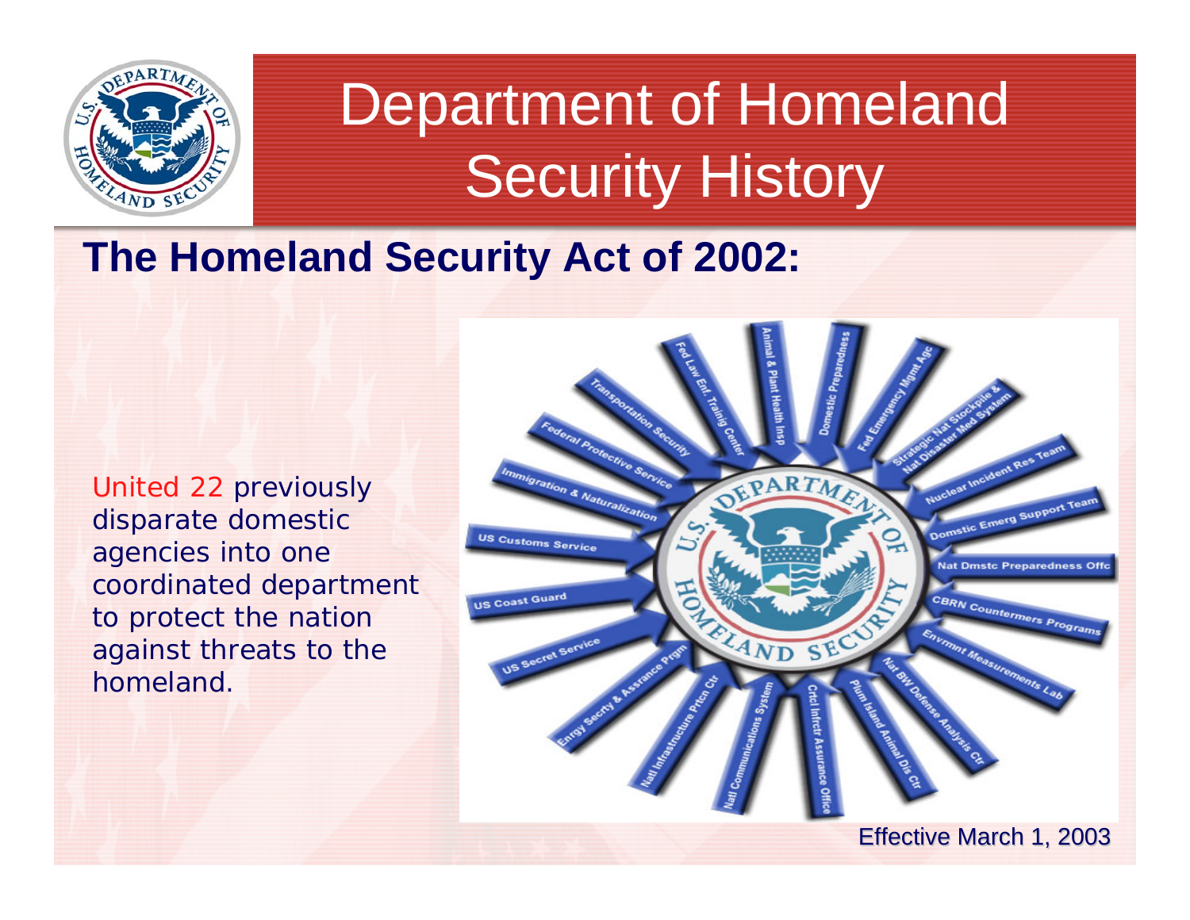# Department of Homeland Security History

## The Homeland Security Act of 2002:

United 22 previously disparate domestic agencies into one coordinated department to protect the nation against threats to the homeland.

- Fed Law Enf. Training Center
- Animal & Plant Health Insp
- Domestic Preparedness
- Fed Emergency Mgmt Agc
- Strategic Nat Stockpile & Nat Disaster Med System
- Nuclear Incident Res Team
- Domstic Emerg Support Team
- Nat Dmstc Preparedness Offc
- CBRN Countermers Programs
- Envrmnt Measurements Lab
- Nat BW Defense Analysis Ctr
- Plum Island Animal Dis Ctr
- Crtcl Infrctr Assurance Office
- Natl Communications System
- Natl Infrastructure Prtcn Ctr
- Enrgy Secrty & Assrance Prgm
- US Secret Service
- US Coast Guard
- US Customs Service
- Immigration & Naturalization
- Federal Protective Service
- Transportation Security

Effective March 1, 2003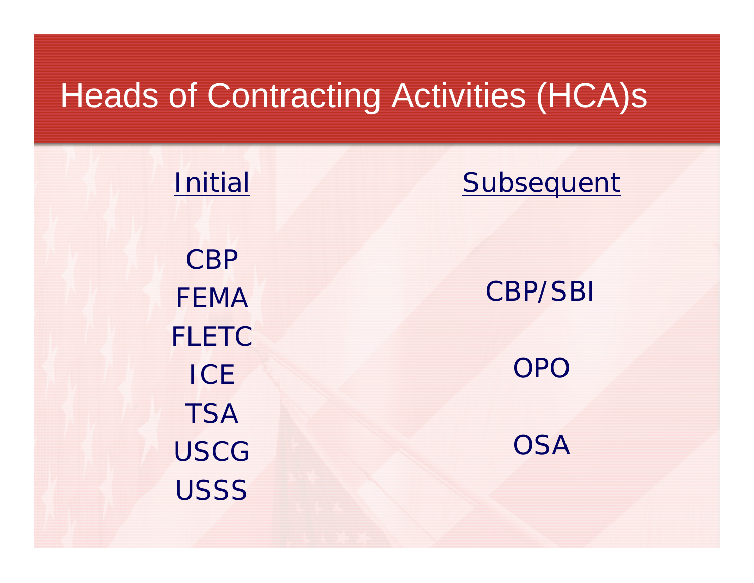# Heads of Contracting Activities (HCA)s

| Initial | Subsequent |
| --- | --- |
| CBP | |
| FEMA | CBP/SBI |
| FLETC | |
| ICE | OPO |
| TSA | |
| USCG | OSA |
| USSS | |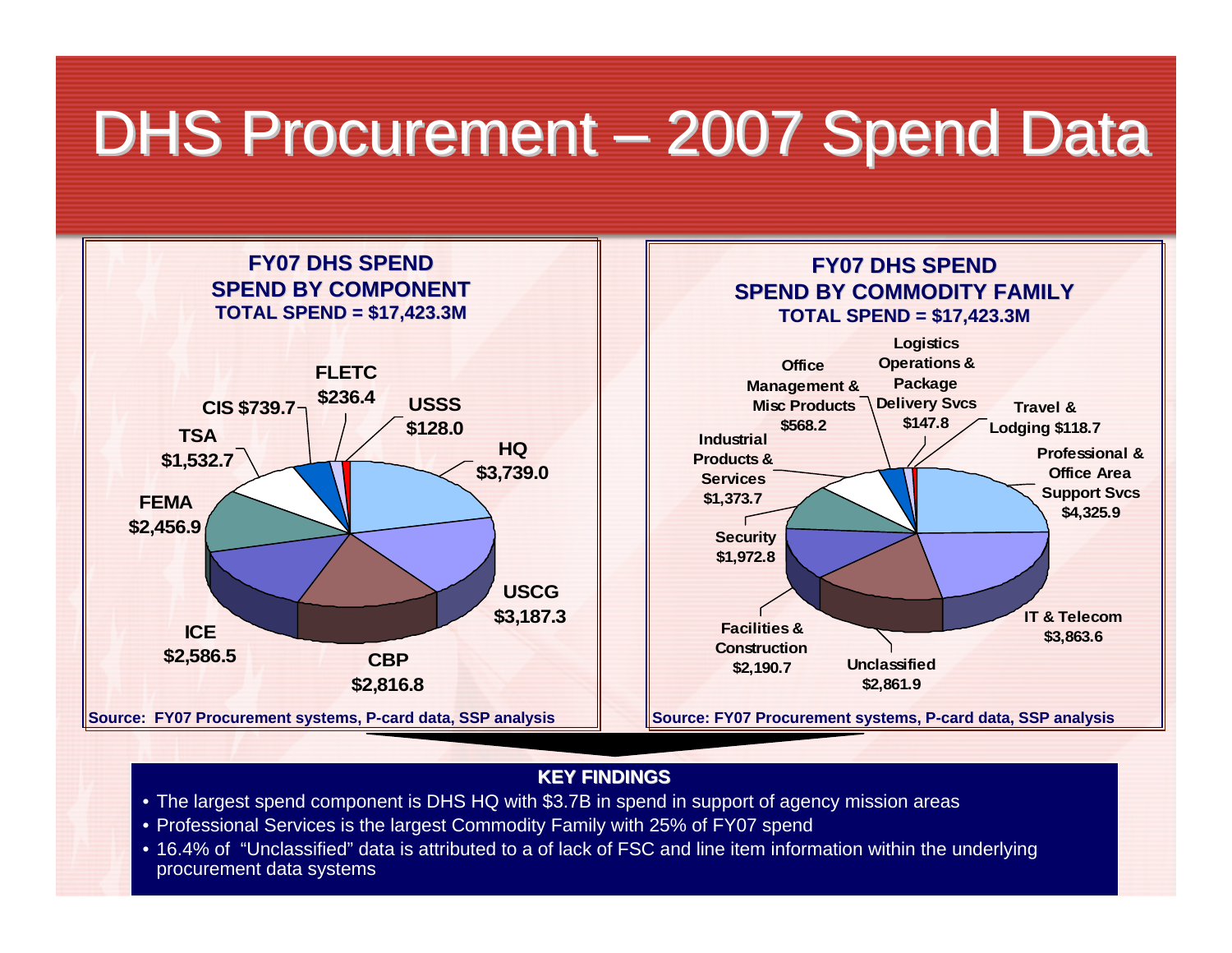# DHS Procurement – 2007 Spend Data

**FY07 DHS SPEND**
**SPEND BY COMPONENT**
**TOTAL SPEND = $17,423.3M**

| Component | Spend ($M) |
|---|---|
| HQ | $3,739.0 |
| USCG | $3,187.3 |
| CBP | $2,816.8 |
| ICE | $2,586.5 |
| FEMA | $2,456.9 |
| TSA | $1,532.7 |
| CIS | $739.7 |
| FLETC | $236.4 |
| USSS | $128.0 |

Source: FY07 Procurement systems, P-card data, SSP analysis

**FY07 DHS SPEND**
**SPEND BY COMMODITY FAMILY**
**TOTAL SPEND = $17,423.3M**

| Commodity Family | Spend ($M) |
|---|---|
| Professional & Office Area Support Svcs | $4,325.9 |
| IT & Telecom | $3,863.6 |
| Unclassified | $2,861.9 |
| Facilities & Construction | $2,190.7 |
| Security | $1,972.8 |
| Industrial Products & Services | $1,373.7 |
| Office Management & Misc Products | $568.2 |
| Logistics Operations & Package Delivery Svcs | $147.8 |
| Travel & Lodging | $118.7 |

Source: FY07 Procurement systems, P-card data, SSP analysis

**KEY FINDINGS**

- The largest spend component is DHS HQ with $3.7B in spend in support of agency mission areas
- Professional Services is the largest Commodity Family with 25% of FY07 spend
- 16.4% of "Unclassified" data is attributed to a of lack of FSC and line item information within the underlying procurement data systems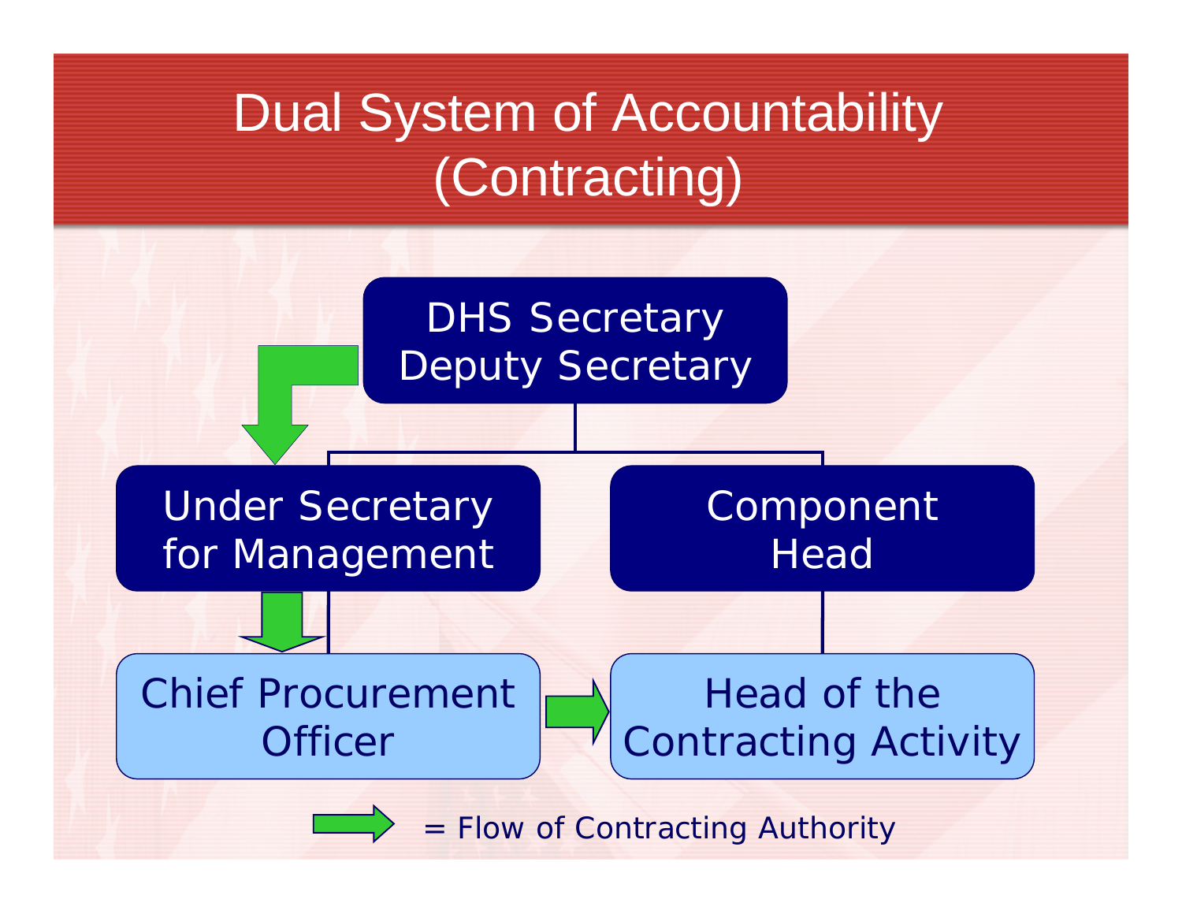# Dual System of Accountability (Contracting)

DHS Secretary
Deputy Secretary

Under Secretary for Management

Component Head

Chief Procurement Officer

Head of the Contracting Activity

= Flow of Contracting Authority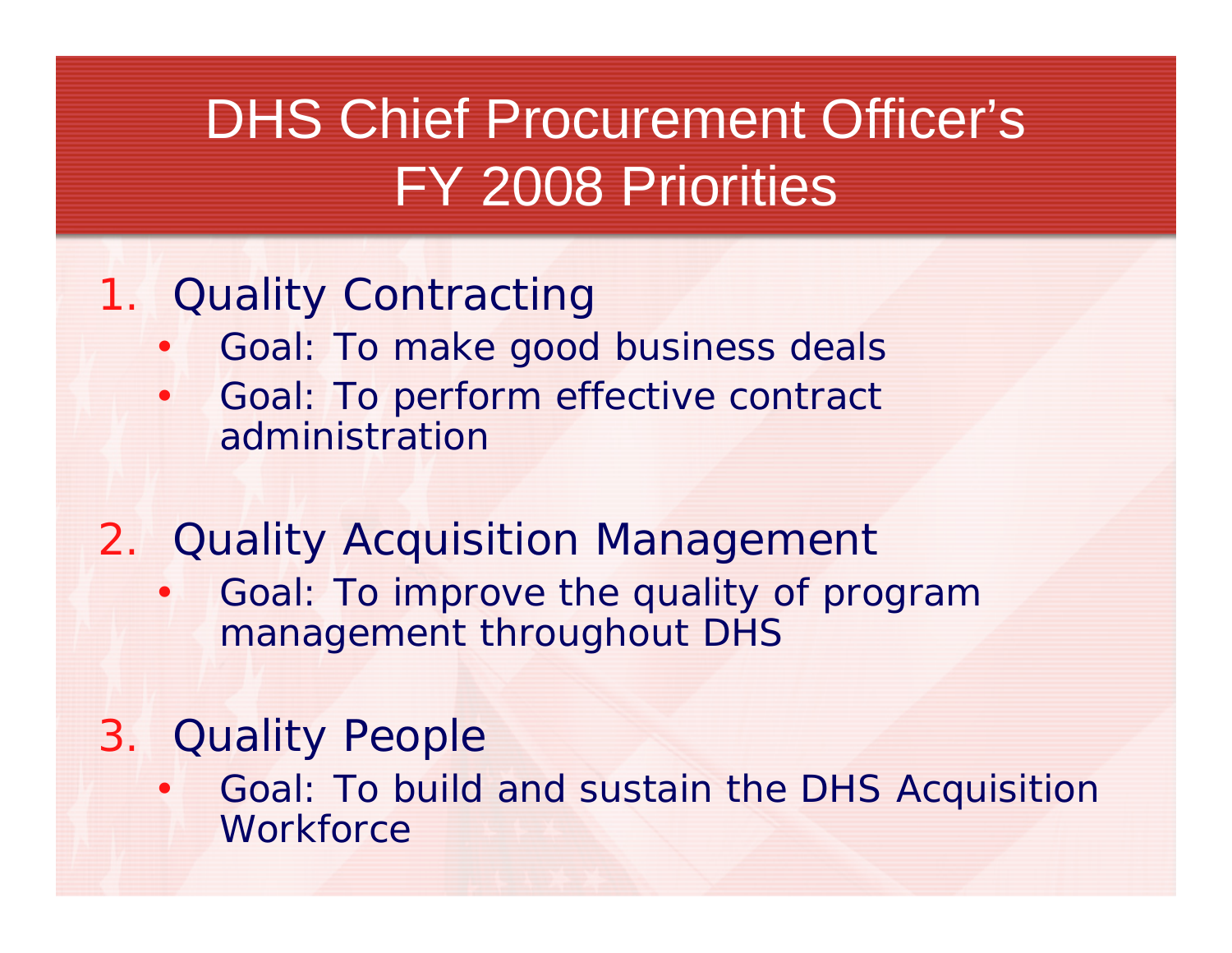# DHS Chief Procurement Officer's FY 2008 Priorities

1. Quality Contracting
   - Goal: To make good business deals
   - Goal: To perform effective contract administration

2. Quality Acquisition Management
   - Goal: To improve the quality of program management throughout DHS

3. Quality People
   - Goal: To build and sustain the DHS Acquisition Workforce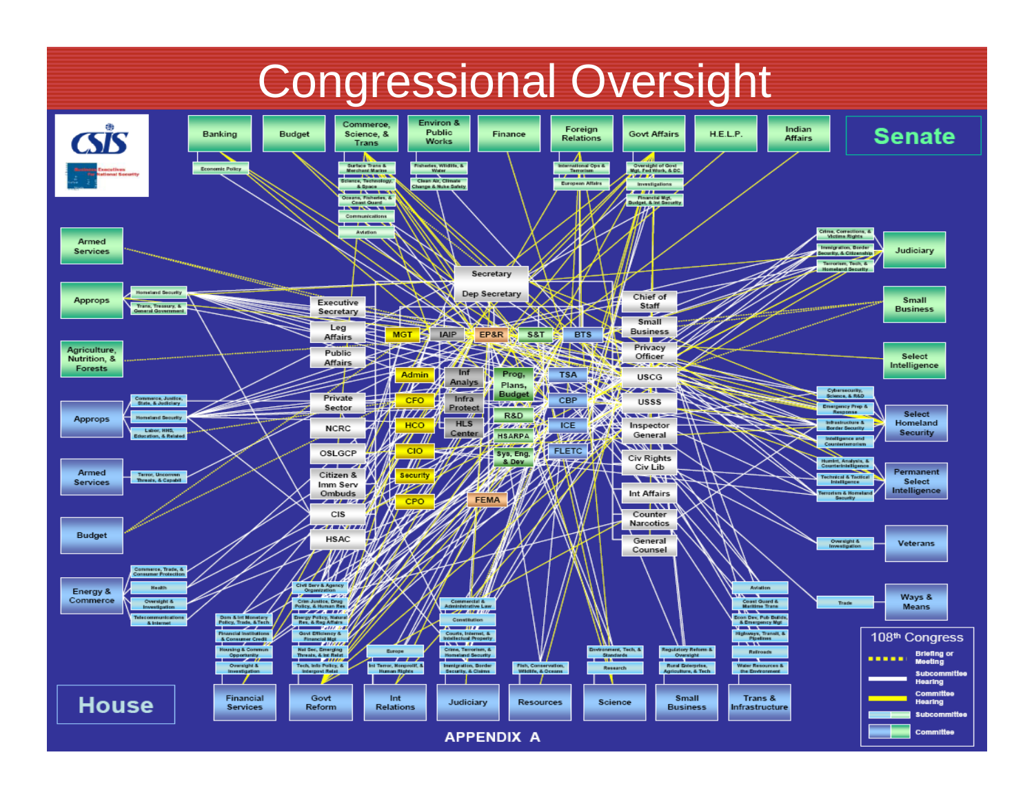# Congressional Oversight

**Senate**

Banking — Economic Policy

Budget

Commerce, Science, & Trans — Surface Trans & Merchant Marine; Science, Technology, & Space; Oceans, Fisheries, & Coast Guard; Communications; Aviation

Environ & Public Works — Fisheries, Wildlife, & Water; Clean Air, Climate Change & Nuke Safety

Finance

Foreign Relations — International Ops & Terrorism; European Affairs

Govt Affairs — Oversight of Govt Mgt, Fed Work, & DC; Investigations; Financial Mgt, Budget, & Int Security

H.E.L.P.

Indian Affairs

Armed Services

Approps — Homeland Security; Trans, Treasury, & General Government

Agriculture, Nutrition, & Forests

Judiciary — Crime, Corrections, & Victims Rights; Immigration, Border Security, & Citizenship; Terrorism, Tech, & Homeland Security

Small Business

Select Intelligence

**House**

Approps — Commerce, Justice, State, & Judiciary; Homeland Security; Labor, HHS, Education, & Related

Armed Services — Terror, Unconven Threats, & Capabil

Budget

Energy & Commerce — Commerce, Trade, & Consumer Protection; Health; Oversight & Investigation; Telecommunications & Internet

Financial Services — Dom & Int Monetary Policy, Trade, & Tech; Financial Institutions & Consumer Credit; Housing & Commun Opportunity; Oversight & Investigation

Govt Reform — Civ Serv & Agency Organization; Crim Justice, Drug Policy, & Human Res; Energy Policy, Natural Res, & Reg Affairs; Govt Efficiency & Financial Mgt; Nat Sec, Emerging Threats, & Int Relat; Tech, Info Policy, & Intergovt Relat

Int Relations — Europe; Int Terror, Nonprolif, & Human Rights

Judiciary — Commercial & Administrative Law; Constitution; Courts, Internet, & Intellectual Property; Crime, Terrorism, & Homeland Security; Immigration, Border Security, & Claims

Resources — Fish, Conservation, Wildlife, & Oceans

Science — Environment, Tech, & Standards; Research

Small Business — Regulatory Reform & Oversight; Rural Enterprise, Agriculture, & Tech

Trans & Infrastructure — Aviation; Coast Guard & Maritime Trans; Econ Dev, Pub Builds, & Emergency Mgt; Highways, Transit, & Pipelines; Railroads; Water Resources & the Environment

Select Homeland Security — Cybersecurity, Science, & R&D; Emergency Prep & Response; Infrastructure & Border Security; Intelligence and Counterterrorism

Permanent Select Intelligence — Humint, Analysis, & Counterintelligence; Technical & Tactical Intelligence; Terrorism & Homeland Security

Veterans — Oversight & Investigation

Ways & Means — Trade

**DHS**

Secretary; Dep Secretary

Executive Secretary; Leg Affairs; Public Affairs; Private Sector; NCRC; OSLGCP; Citizen & Imm Serv Ombuds; CIS; HSAC

MGT — Admin; CFO; HCO; CIO; Security; CPO

IAIP — Inf Analys; Infra Protect; HLS Center

EP&R — FEMA

S&T — Prog, Plans, Budget; R&D; HSARPA; Sys, Eng, & Dev

BTS — TSA; CBP; ICE; FLETC

Chief of Staff; Small Business; Privacy Officer; USCG; USSS; Inspector General; Civ Rights Civ Lib; Int Affairs; Counter Narcotics; General Counsel

**108th Congress**

- Briefing or Meeting (dotted yellow line)
- Subcommittee Hearing (white line)
- Committee Hearing (yellow line)
- Subcommittee
- Committee

APPENDIX A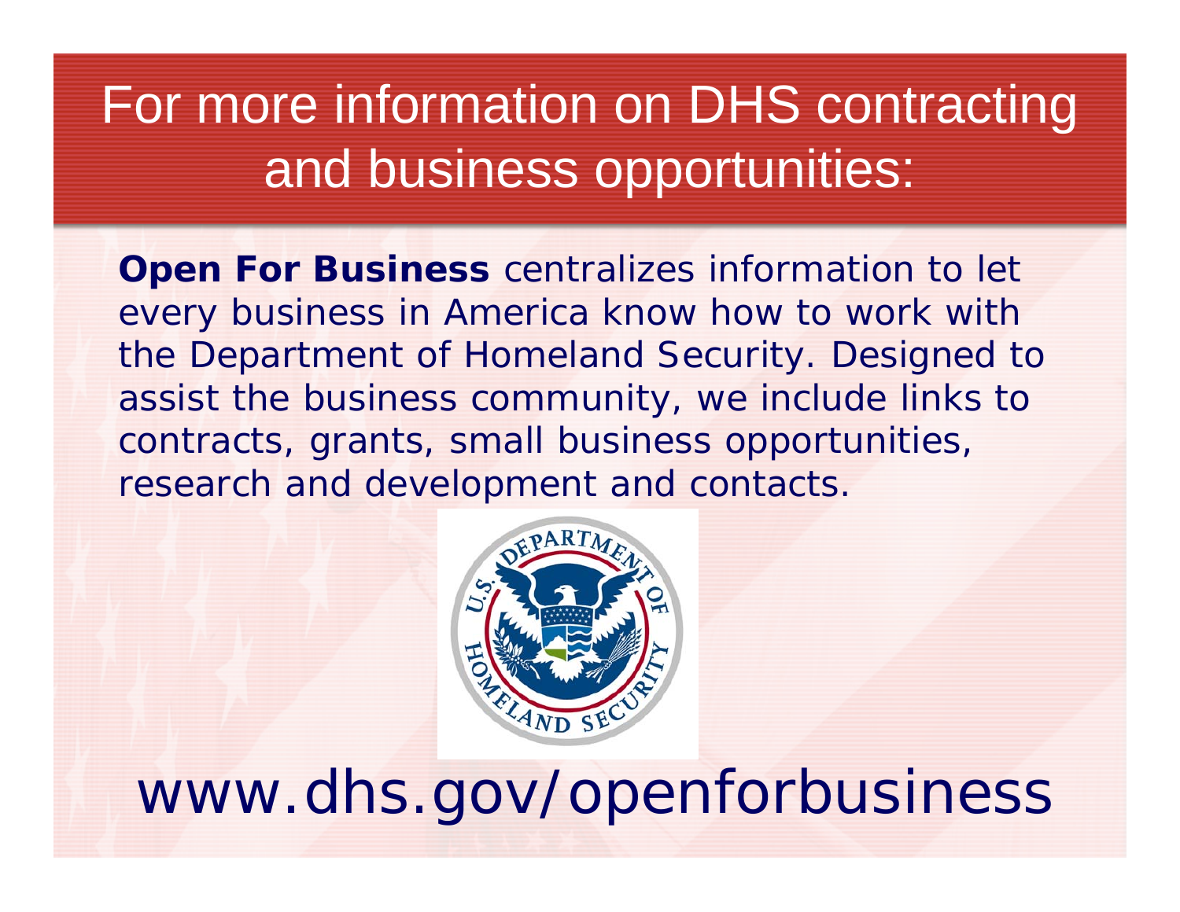# For more information on DHS contracting and business opportunities:

**Open For Business** centralizes information to let every business in America know how to work with the Department of Homeland Security. Designed to assist the business community, we include links to contracts, grants, small business opportunities, research and development and contacts.

www.dhs.gov/openforbusiness